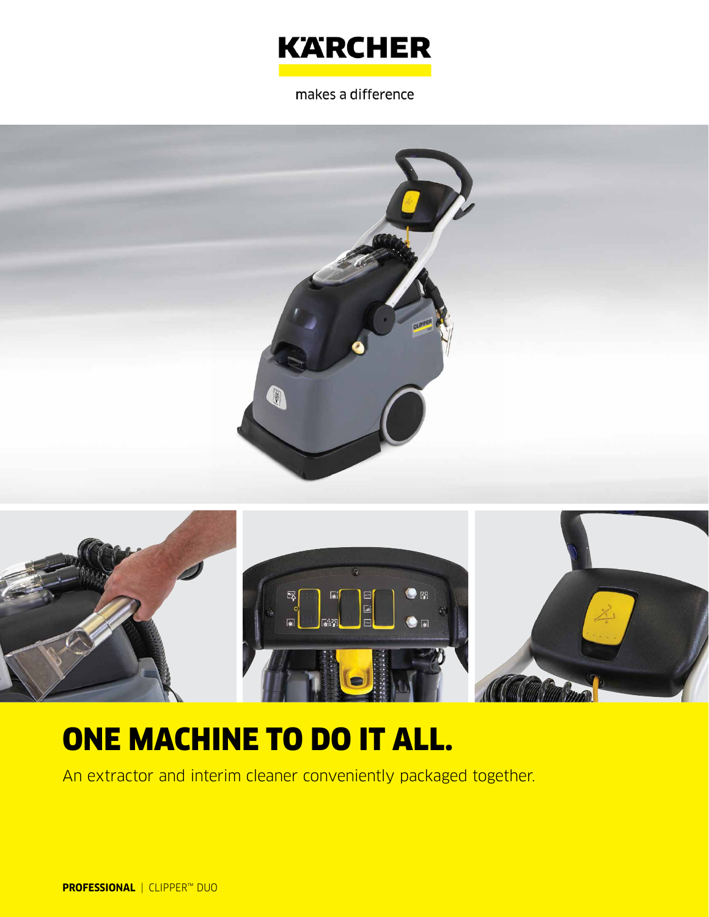KÄRCHER

makes a difference

# ONE MACHINE TO DO IT ALL.

An extractor and interim cleaner conveniently packaged together.

**PROFESSIONAL** | CLIPPER™ DUO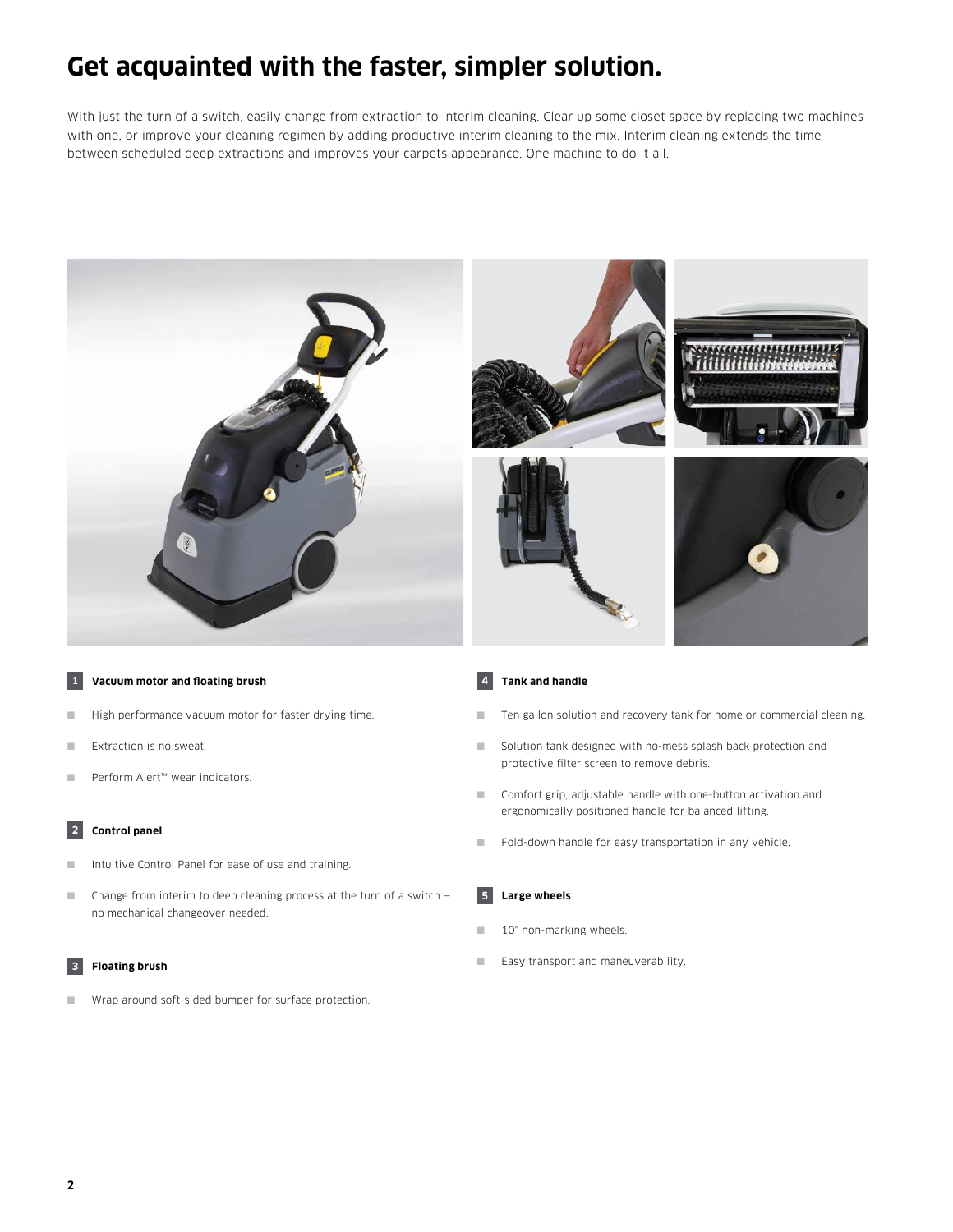# Get acquainted with the faster, simpler solution.

With just the turn of a switch, easily change from extraction to interim cleaning. Clear up some closet space by replacing two machines with one, or improve your cleaning regimen by adding productive interim cleaning to the mix. Interim cleaning extends the time between scheduled deep extractions and improves your carpets appearance. One machine to do it all.

**1 Vacuum motor and floating brush**

- High performance vacuum motor for faster drying time.
- Extraction is no sweat.
- Perform Alert™ wear indicators.

**2 Control panel**

- Intuitive Control Panel for ease of use and training.
- Change from interim to deep cleaning process at the turn of a switch – no mechanical changeover needed.

**3 Floating brush**

- Wrap around soft-sided bumper for surface protection.

**4 Tank and handle**

- Ten gallon solution and recovery tank for home or commercial cleaning.
- Solution tank designed with no-mess splash back protection and protective filter screen to remove debris.
- Comfort grip, adjustable handle with one-button activation and ergonomically positioned handle for balanced lifting.
- Fold-down handle for easy transportation in any vehicle.

**5 Large wheels**

- 10" non-marking wheels.
- Easy transport and maneuverability.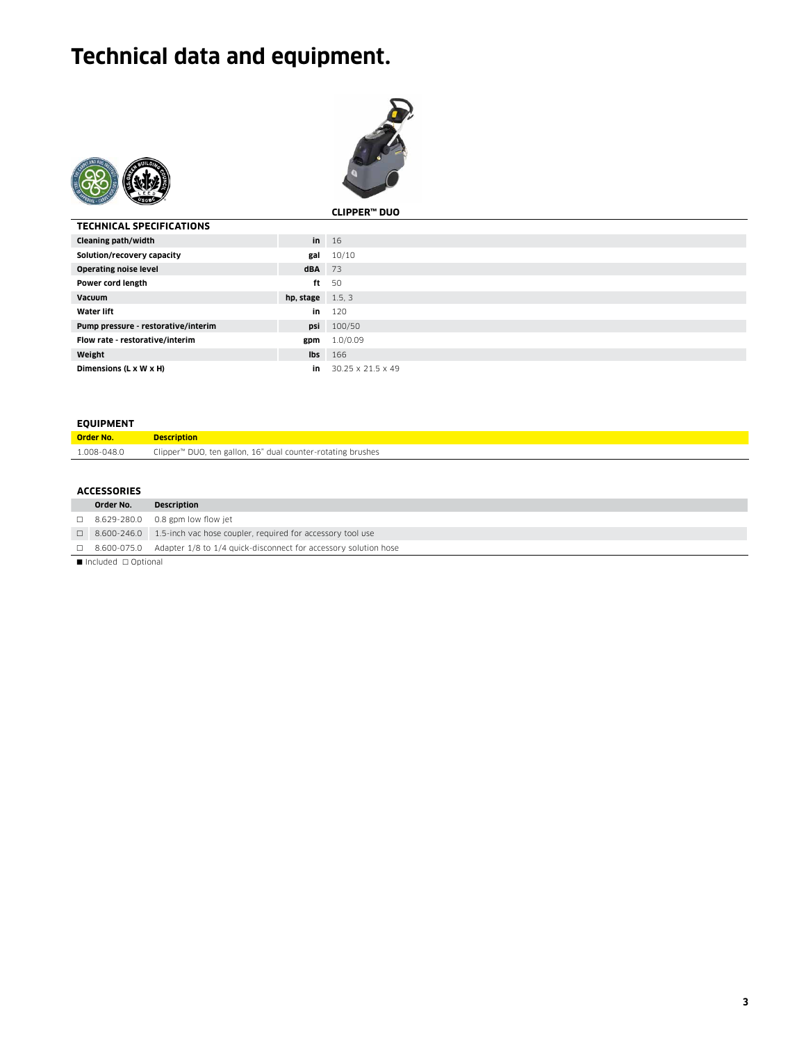# Technical data and equipment.

**CLIPPER™ DUO**

| TECHNICAL SPECIFICATIONS | | |
|---|---|---|
| Cleaning path/width | in | 16 |
| Solution/recovery capacity | gal | 10/10 |
| Operating noise level | dBA | 73 |
| Power cord length | ft | 50 |
| Vacuum | hp, stage | 1.5, 3 |
| Water lift | in | 120 |
| Pump pressure - restorative/interim | psi | 100/50 |
| Flow rate - restorative/interim | gpm | 1.0/0.09 |
| Weight | lbs | 166 |
| Dimensions (L x W x H) | in | 30.25 x 21.5 x 49 |

**EQUIPMENT**

| Order No. | Description |
|---|---|
| 1.008-048.0 | Clipper™ DUO, ten gallon, 16" dual counter-rotating brushes |

**ACCESSORIES**

| | Order No. | Description |
|---|---|---|
| □ | 8.629-280.0 | 0.8 gpm low flow jet |
| □ | 8.600-246.0 | 1.5-inch vac hose coupler, required for accessory tool use |
| □ | 8.600-075.0 | Adapter 1/8 to 1/4 quick-disconnect for accessory solution hose |

■ Included □ Optional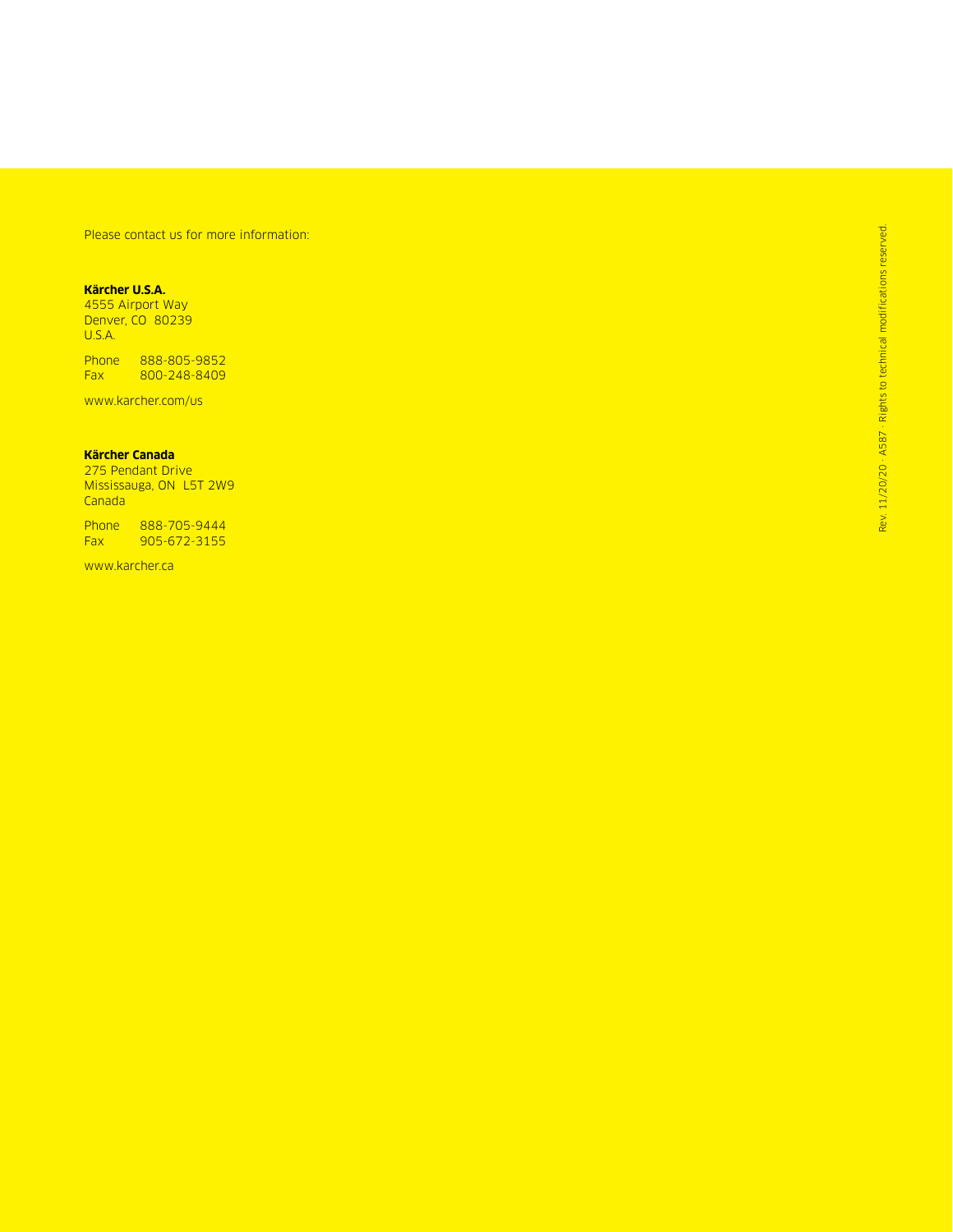Please contact us for more information:

**Kärcher U.S.A.**
4555 Airport Way
Denver, CO 80239
U.S.A.

Phone 888-805-9852
Fax 800-248-8409

www.karcher.com/us

**Kärcher Canada**
275 Pendant Drive
Mississauga, ON L5T 2W9
Canada

Phone 888-705-9444
Fax 905-672-3155

www.karcher.ca

Rev. 11/20/20 · A587 · Rights to technical modifications reserved.